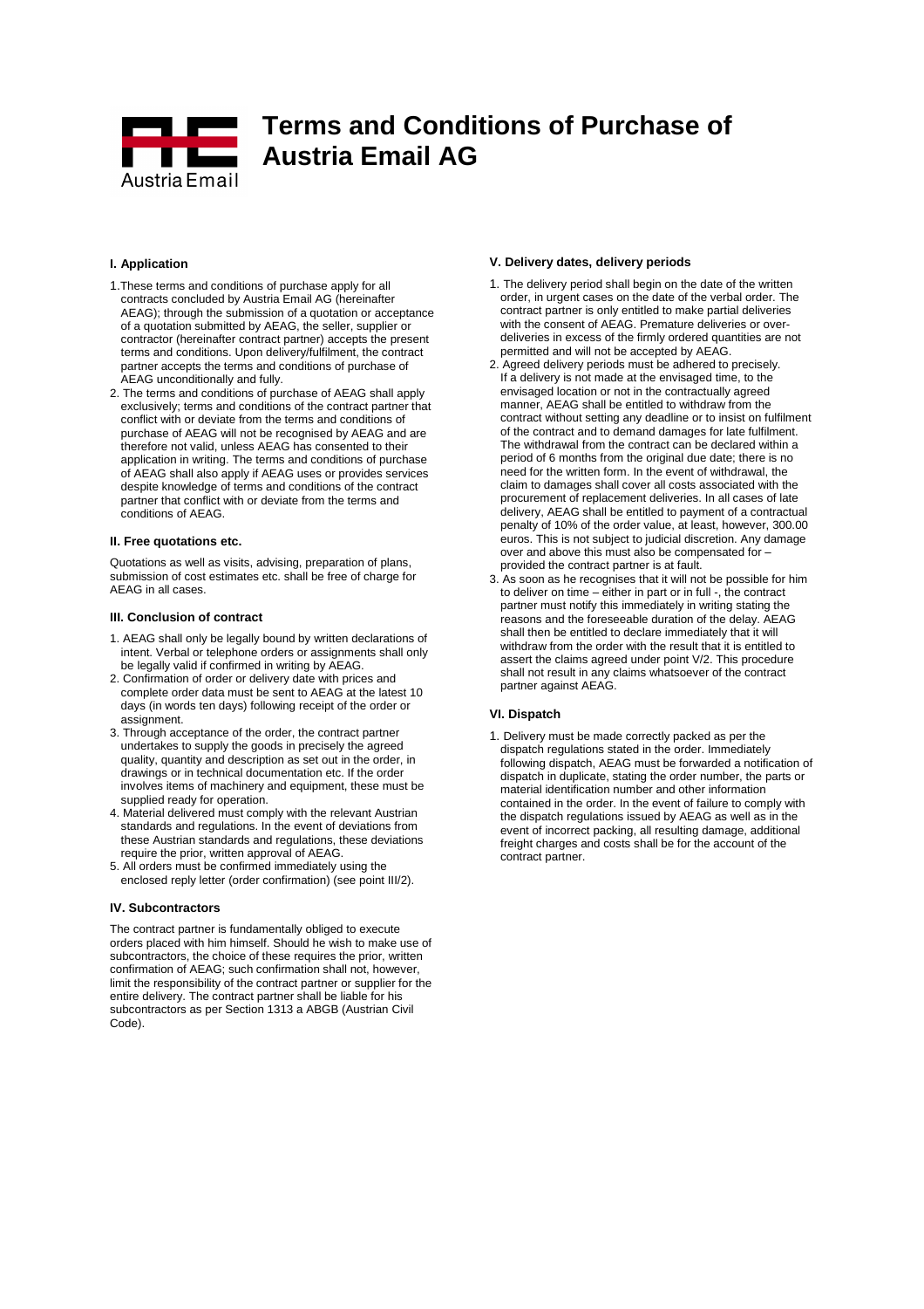# Terms and Conditions of Purchase of Austria Email AG

## I. Application

1. These terms and conditions of purchase apply for all contracts concluded by Austria Email AG (hereinafter AEAG); through the submission of a quotation or acceptance of a quotation submitted by AEAG, the seller, supplier or contractor (hereinafter contract partner) accepts the present terms and conditions. Upon delivery/fulfilment, the contract partner accepts the terms and conditions of purchase of AEAG unconditionally and fully.
2. The terms and conditions of purchase of AEAG shall apply exclusively; terms and conditions of the contract partner that conflict with or deviate from the terms and conditions of purchase of AEAG will not be recognised by AEAG and are therefore not valid, unless AEAG has consented to their application in writing. The terms and conditions of purchase of AEAG shall also apply if AEAG uses or provides services despite knowledge of terms and conditions of the contract partner that conflict with or deviate from the terms and conditions of AEAG.

## II. Free quotations etc.

Quotations as well as visits, advising, preparation of plans, submission of cost estimates etc. shall be free of charge for AEAG in all cases.

## III. Conclusion of contract

1. AEAG shall only be legally bound by written declarations of intent. Verbal or telephone orders or assignments shall only be legally valid if confirmed in writing by AEAG.
2. Confirmation of order or delivery date with prices and complete order data must be sent to AEAG at the latest 10 days (in words ten days) following receipt of the order or assignment.
3. Through acceptance of the order, the contract partner undertakes to supply the goods in precisely the agreed quality, quantity and description as set out in the order, in drawings or in technical documentation etc. If the order involves items of machinery and equipment, these must be supplied ready for operation.
4. Material delivered must comply with the relevant Austrian standards and regulations. In the event of deviations from these Austrian standards and regulations, these deviations require the prior, written approval of AEAG.
5. All orders must be confirmed immediately using the enclosed reply letter (order confirmation) (see point III/2).

## IV. Subcontractors

The contract partner is fundamentally obliged to execute orders placed with him himself. Should he wish to make use of subcontractors, the choice of these requires the prior, written confirmation of AEAG; such confirmation shall not, however, limit the responsibility of the contract partner or supplier for the entire delivery. The contract partner shall be liable for his subcontractors as per Section 1313 a ABGB (Austrian Civil Code).

## V. Delivery dates, delivery periods

1. The delivery period shall begin on the date of the written order, in urgent cases on the date of the verbal order. The contract partner is only entitled to make partial deliveries with the consent of AEAG. Premature deliveries or over-deliveries in excess of the firmly ordered quantities are not permitted and will not be accepted by AEAG.
2. Agreed delivery periods must be adhered to precisely. If a delivery is not made at the envisaged time, to the envisaged location or not in the contractually agreed manner, AEAG shall be entitled to withdraw from the contract without setting any deadline or to insist on fulfilment of the contract and to demand damages for late fulfilment. The withdrawal from the contract can be declared within a period of 6 months from the original due date; there is no need for the written form. In the event of withdrawal, the claim to damages shall cover all costs associated with the procurement of replacement deliveries. In all cases of late delivery, AEAG shall be entitled to payment of a contractual penalty of 10% of the order value, at least, however, 300.00 euros. This is not subject to judicial discretion. Any damage over and above this must also be compensated for – provided the contract partner is at fault.
3. As soon as he recognises that it will not be possible for him to deliver on time – either in part or in full -, the contract partner must notify this immediately in writing stating the reasons and the foreseeable duration of the delay. AEAG shall then be entitled to declare immediately that it will withdraw from the order with the result that it is entitled to assert the claims agreed under point V/2. This procedure shall not result in any claims whatsoever of the contract partner against AEAG.

## VI. Dispatch

1. Delivery must be made correctly packed as per the dispatch regulations stated in the order. Immediately following dispatch, AEAG must be forwarded a notification of dispatch in duplicate, stating the order number, the parts or material identification number and other information contained in the order. In the event of failure to comply with the dispatch regulations issued by AEAG as well as in the event of incorrect packing, all resulting damage, additional freight charges and costs shall be for the account of the contract partner.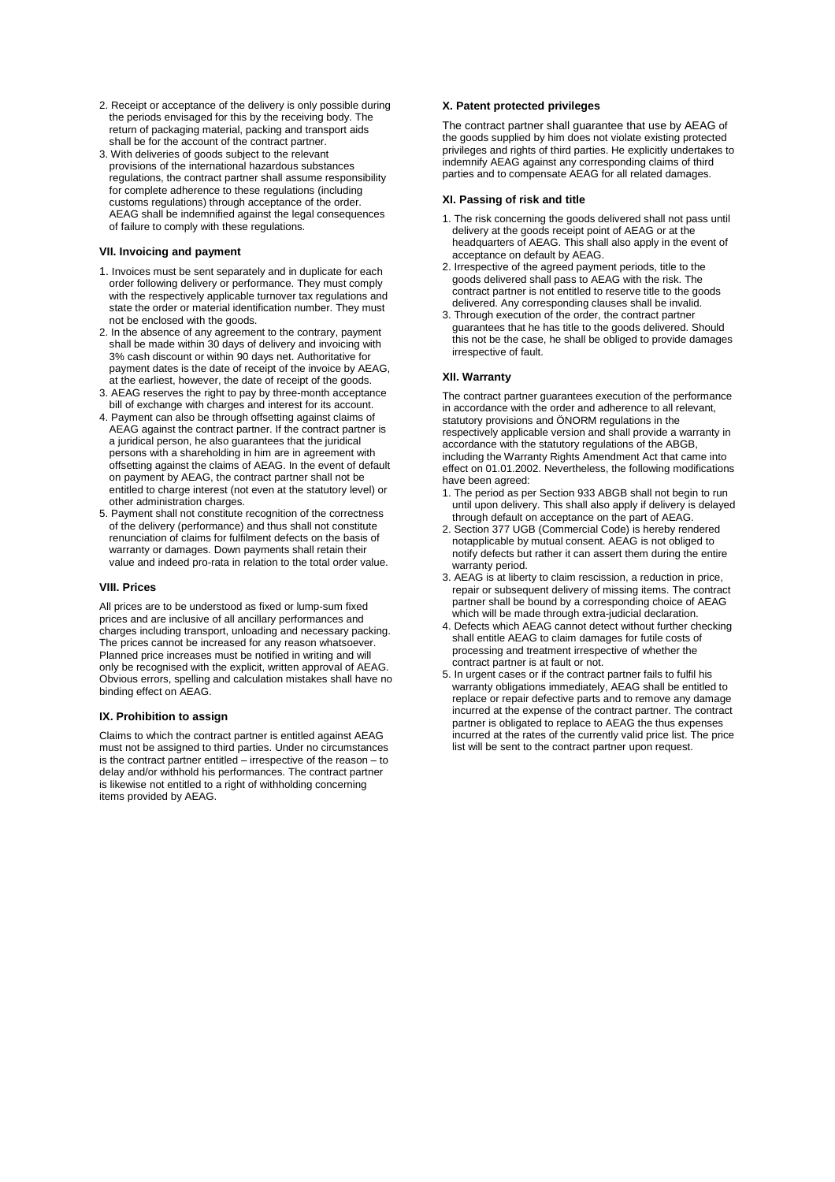2. Receipt or acceptance of the delivery is only possible during the periods envisaged for this by the receiving body. The return of packaging material, packing and transport aids shall be for the account of the contract partner.
3. With deliveries of goods subject to the relevant provisions of the international hazardous substances regulations, the contract partner shall assume responsibility for complete adherence to these regulations (including customs regulations) through acceptance of the order. AEAG shall be indemnified against the legal consequences of failure to comply with these regulations.

#### VII. Invoicing and payment

1. Invoices must be sent separately and in duplicate for each order following delivery or performance. They must comply with the respectively applicable turnover tax regulations and state the order or material identification number. They must not be enclosed with the goods.
2. In the absence of any agreement to the contrary, payment shall be made within 30 days of delivery and invoicing with 3% cash discount or within 90 days net. Authoritative for payment dates is the date of receipt of the invoice by AEAG, at the earliest, however, the date of receipt of the goods.
3. AEAG reserves the right to pay by three-month acceptance bill of exchange with charges and interest for its account.
4. Payment can also be through offsetting against claims of AEAG against the contract partner. If the contract partner is a juridical person, he also guarantees that the juridical persons with a shareholding in him are in agreement with offsetting against the claims of AEAG. In the event of default on payment by AEAG, the contract partner shall not be entitled to charge interest (not even at the statutory level) or other administration charges.
5. Payment shall not constitute recognition of the correctness of the delivery (performance) and thus shall not constitute renunciation of claims for fulfilment defects on the basis of warranty or damages. Down payments shall retain their value and indeed pro-rata in relation to the total order value.

#### VIII. Prices

All prices are to be understood as fixed or lump-sum fixed prices and are inclusive of all ancillary performances and charges including transport, unloading and necessary packing. The prices cannot be increased for any reason whatsoever. Planned price increases must be notified in writing and will only be recognised with the explicit, written approval of AEAG. Obvious errors, spelling and calculation mistakes shall have no binding effect on AEAG.

#### IX. Prohibition to assign

Claims to which the contract partner is entitled against AEAG must not be assigned to third parties. Under no circumstances is the contract partner entitled – irrespective of the reason – to delay and/or withhold his performances. The contract partner is likewise not entitled to a right of withholding concerning items provided by AEAG.

#### X. Patent protected privileges

The contract partner shall guarantee that use by AEAG of the goods supplied by him does not violate existing protected privileges and rights of third parties. He explicitly undertakes to indemnify AEAG against any corresponding claims of third parties and to compensate AEAG for all related damages.

#### XI. Passing of risk and title

1. The risk concerning the goods delivered shall not pass until delivery at the goods receipt point of AEAG or at the headquarters of AEAG. This shall also apply in the event of acceptance on default by AEAG.
2. Irrespective of the agreed payment periods, title to the goods delivered shall pass to AEAG with the risk. The contract partner is not entitled to reserve title to the goods delivered. Any corresponding clauses shall be invalid.
3. Through execution of the order, the contract partner guarantees that he has title to the goods delivered. Should this not be the case, he shall be obliged to provide damages irrespective of fault.

#### XII. Warranty

The contract partner guarantees execution of the performance in accordance with the order and adherence to all relevant, statutory provisions and ÖNORM regulations in the respectively applicable version and shall provide a warranty in accordance with the statutory regulations of the ABGB, including the Warranty Rights Amendment Act that came into effect on 01.01.2002. Nevertheless, the following modifications have been agreed:

1. The period as per Section 933 ABGB shall not begin to run until upon delivery. This shall also apply if delivery is delayed through default on acceptance on the part of AEAG.
2. Section 377 UGB (Commercial Code) is hereby rendered notapplicable by mutual consent. AEAG is not obliged to notify defects but rather it can assert them during the entire warranty period.
3. AEAG is at liberty to claim rescission, a reduction in price, repair or subsequent delivery of missing items. The contract partner shall be bound by a corresponding choice of AEAG which will be made through extra-judicial declaration.
4. Defects which AEAG cannot detect without further checking shall entitle AEAG to claim damages for futile costs of processing and treatment irrespective of whether the contract partner is at fault or not.
5. In urgent cases or if the contract partner fails to fulfil his warranty obligations immediately, AEAG shall be entitled to replace or repair defective parts and to remove any damage incurred at the expense of the contract partner. The contract partner is obligated to replace to AEAG the thus expenses incurred at the rates of the currently valid price list. The price list will be sent to the contract partner upon request.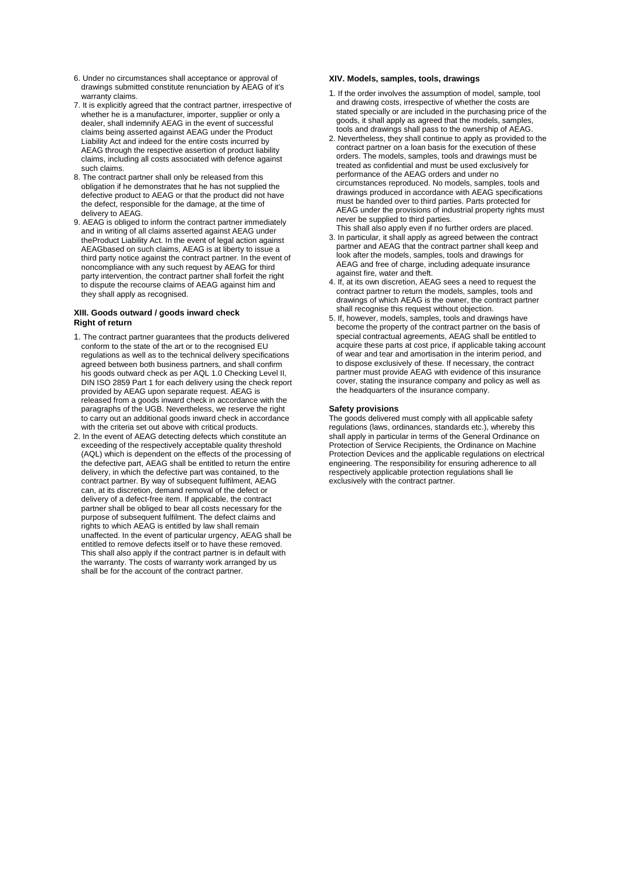6. Under no circumstances shall acceptance or approval of drawings submitted constitute renunciation by AEAG of it's warranty claims.
7. It is explicitly agreed that the contract partner, irrespective of whether he is a manufacturer, importer, supplier or only a dealer, shall indemnify AEAG in the event of successful claims being asserted against AEAG under the Product Liability Act and indeed for the entire costs incurred by AEAG through the respective assertion of product liability claims, including all costs associated with defence against such claims.
8. The contract partner shall only be released from this obligation if he demonstrates that he has not supplied the defective product to AEAG or that the product did not have the defect, responsible for the damage, at the time of delivery to AEAG.
9. AEAG is obliged to inform the contract partner immediately and in writing of all claims asserted against AEAG under theProduct Liability Act. In the event of legal action against AEAGbased on such claims, AEAG is at liberty to issue a third party notice against the contract partner. In the event of noncompliance with any such request by AEAG for third party intervention, the contract partner shall forfeit the right to dispute the recourse claims of AEAG against him and they shall apply as recognised.

### XIII. Goods outward / goods inward check Right of return

1. The contract partner guarantees that the products delivered conform to the state of the art or to the recognised EU regulations as well as to the technical delivery specifications agreed between both business partners, and shall confirm his goods outward check as per AQL 1.0 Checking Level II, DIN ISO 2859 Part 1 for each delivery using the check report provided by AEAG upon separate request. AEAG is released from a goods inward check in accordance with the paragraphs of the UGB. Nevertheless, we reserve the right to carry out an additional goods inward check in accordance with the criteria set out above with critical products.
2. In the event of AEAG detecting defects which constitute an exceeding of the respectively acceptable quality threshold (AQL) which is dependent on the effects of the processing of the defective part, AEAG shall be entitled to return the entire delivery, in which the defective part was contained, to the contract partner. By way of subsequent fulfilment, AEAG can, at its discretion, demand removal of the defect or delivery of a defect-free item. If applicable, the contract partner shall be obliged to bear all costs necessary for the purpose of subsequent fulfilment. The defect claims and rights to which AEAG is entitled by law shall remain unaffected. In the event of particular urgency, AEAG shall be entitled to remove defects itself or to have these removed. This shall also apply if the contract partner is in default with the warranty. The costs of warranty work arranged by us shall be for the account of the contract partner.

### XIV. Models, samples, tools, drawings

1. If the order involves the assumption of model, sample, tool and drawing costs, irrespective of whether the costs are stated specially or are included in the purchasing price of the goods, it shall apply as agreed that the models, samples, tools and drawings shall pass to the ownership of AEAG.
2. Nevertheless, they shall continue to apply as provided to the contract partner on a loan basis for the execution of these orders. The models, samples, tools and drawings must be treated as confidential and must be used exclusively for performance of the AEAG orders and under no circumstances reproduced. No models, samples, tools and drawings produced in accordance with AEAG specifications must be handed over to third parties. Parts protected for AEAG under the provisions of industrial property rights must never be supplied to third parties.
   This shall also apply even if no further orders are placed.
3. In particular, it shall apply as agreed between the contract partner and AEAG that the contract partner shall keep and look after the models, samples, tools and drawings for AEAG and free of charge, including adequate insurance against fire, water and theft.
4. If, at its own discretion, AEAG sees a need to request the contract partner to return the models, samples, tools and drawings of which AEAG is the owner, the contract partner shall recognise this request without objection.
5. If, however, models, samples, tools and drawings have become the property of the contract partner on the basis of special contractual agreements, AEAG shall be entitled to acquire these parts at cost price, if applicable taking account of wear and tear and amortisation in the interim period, and to dispose exclusively of these. If necessary, the contract partner must provide AEAG with evidence of this insurance cover, stating the insurance company and policy as well as the headquarters of the insurance company.

### Safety provisions

The goods delivered must comply with all applicable safety regulations (laws, ordinances, standards etc.), whereby this shall apply in particular in terms of the General Ordinance on Protection of Service Recipients, the Ordinance on Machine Protection Devices and the applicable regulations on electrical engineering. The responsibility for ensuring adherence to all respectively applicable protection regulations shall lie exclusively with the contract partner.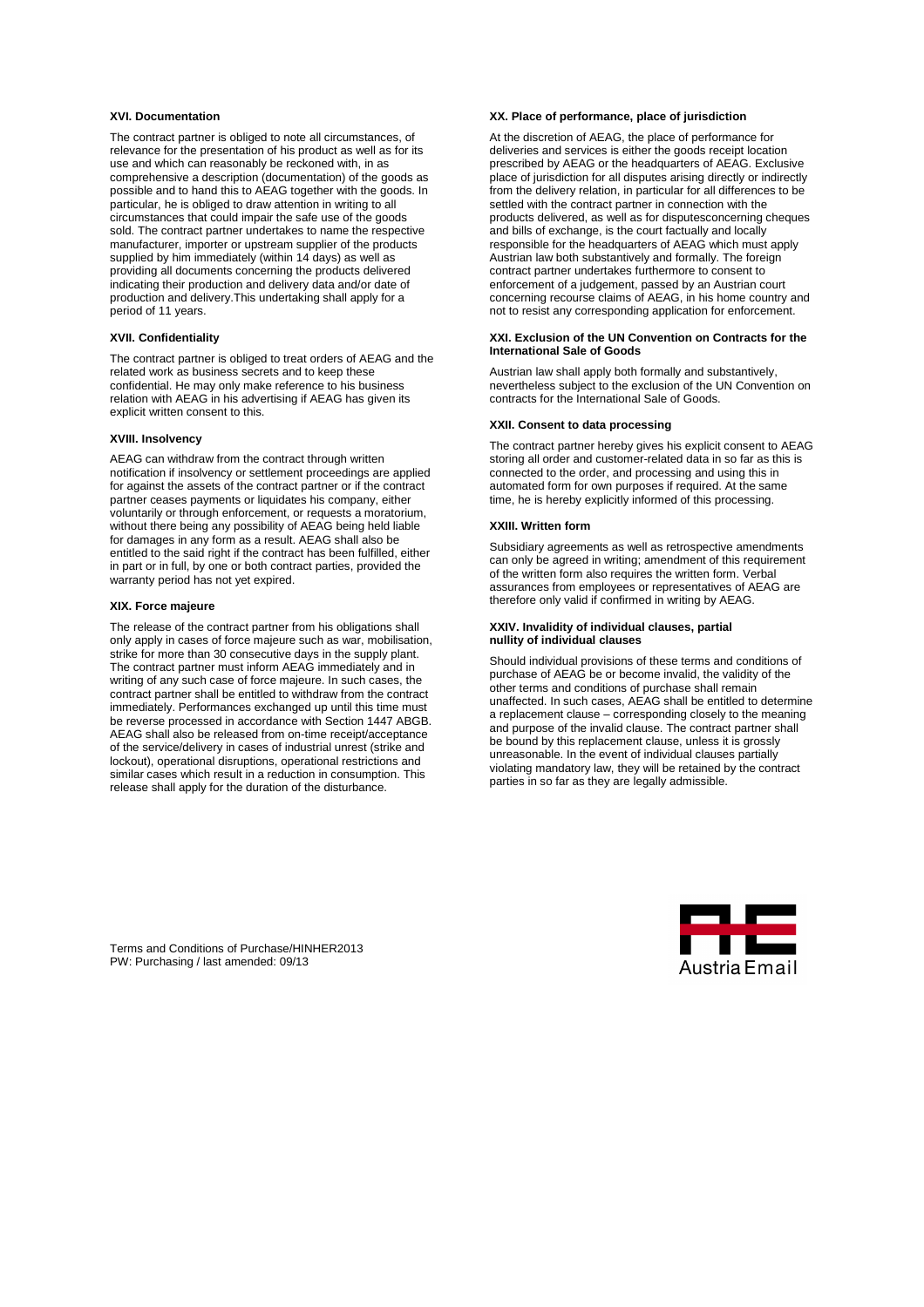### XVI. Documentation

The contract partner is obliged to note all circumstances, of relevance for the presentation of his product as well as for its use and which can reasonably be reckoned with, in as comprehensive a description (documentation) of the goods as possible and to hand this to AEAG together with the goods. In particular, he is obliged to draw attention in writing to all circumstances that could impair the safe use of the goods sold. The contract partner undertakes to name the respective manufacturer, importer or upstream supplier of the products supplied by him immediately (within 14 days) as well as providing all documents concerning the products delivered indicating their production and delivery data and/or date of production and delivery.This undertaking shall apply for a period of 11 years.

### XVII. Confidentiality

The contract partner is obliged to treat orders of AEAG and the related work as business secrets and to keep these confidential. He may only make reference to his business relation with AEAG in his advertising if AEAG has given its explicit written consent to this.

### XVIII. Insolvency

AEAG can withdraw from the contract through written notification if insolvency or settlement proceedings are applied for against the assets of the contract partner or if the contract partner ceases payments or liquidates his company, either voluntarily or through enforcement, or requests a moratorium, without there being any possibility of AEAG being held liable for damages in any form as a result. AEAG shall also be entitled to the said right if the contract has been fulfilled, either in part or in full, by one or both contract parties, provided the warranty period has not yet expired.

### XIX. Force majeure

The release of the contract partner from his obligations shall only apply in cases of force majeure such as war, mobilisation, strike for more than 30 consecutive days in the supply plant. The contract partner must inform AEAG immediately and in writing of any such case of force majeure. In such cases, the contract partner shall be entitled to withdraw from the contract immediately. Performances exchanged up until this time must be reverse processed in accordance with Section 1447 ABGB. AEAG shall also be released from on-time receipt/acceptance of the service/delivery in cases of industrial unrest (strike and lockout), operational disruptions, operational restrictions and similar cases which result in a reduction in consumption. This release shall apply for the duration of the disturbance.

### XX. Place of performance, place of jurisdiction

At the discretion of AEAG, the place of performance for deliveries and services is either the goods receipt location prescribed by AEAG or the headquarters of AEAG. Exclusive place of jurisdiction for all disputes arising directly or indirectly from the delivery relation, in particular for all differences to be settled with the contract partner in connection with the products delivered, as well as for disputesconcerning cheques and bills of exchange, is the court factually and locally responsible for the headquarters of AEAG which must apply Austrian law both substantively and formally. The foreign contract partner undertakes furthermore to consent to enforcement of a judgement, passed by an Austrian court concerning recourse claims of AEAG, in his home country and not to resist any corresponding application for enforcement.

### XXI. Exclusion of the UN Convention on Contracts for the International Sale of Goods

Austrian law shall apply both formally and substantively, nevertheless subject to the exclusion of the UN Convention on contracts for the International Sale of Goods.

### XXII. Consent to data processing

The contract partner hereby gives his explicit consent to AEAG storing all order and customer-related data in so far as this is connected to the order, and processing and using this in automated form for own purposes if required. At the same time, he is hereby explicitly informed of this processing.

### XXIII. Written form

Subsidiary agreements as well as retrospective amendments can only be agreed in writing; amendment of this requirement of the written form also requires the written form. Verbal assurances from employees or representatives of AEAG are therefore only valid if confirmed in writing by AEAG.

### XXIV. Invalidity of individual clauses, partial nullity of individual clauses

Should individual provisions of these terms and conditions of purchase of AEAG be or become invalid, the validity of the other terms and conditions of purchase shall remain unaffected. In such cases, AEAG shall be entitled to determine a replacement clause – corresponding closely to the meaning and purpose of the invalid clause. The contract partner shall be bound by this replacement clause, unless it is grossly unreasonable. In the event of individual clauses partially violating mandatory law, they will be retained by the contract parties in so far as they are legally admissible.

Terms and Conditions of Purchase/HINHER2013
PW: Purchasing / last amended: 09/13

Austria Email